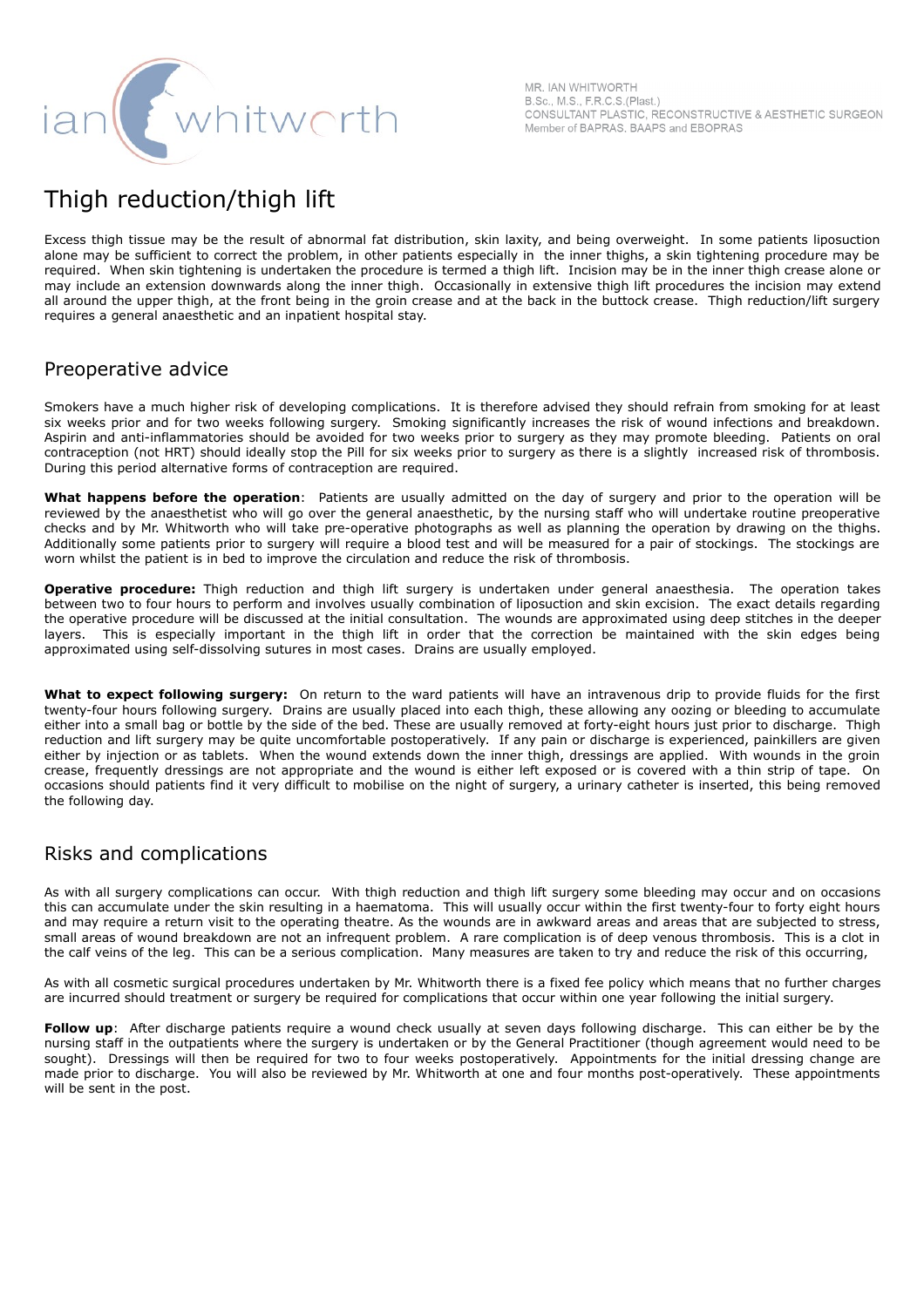MR. IAN WHITWORTH
B.Sc., M.S., F.R.C.S.(Plast.)
CONSULTANT PLASTIC, RECONSTRUCTIVE & AESTHETIC SURGEON
Member of BAPRAS, BAAPS and EBOPRAS

# Thigh reduction/thigh lift

Excess thigh tissue may be the result of abnormal fat distribution, skin laxity, and being overweight. In some patients liposuction alone may be sufficient to correct the problem, in other patients especially in the inner thighs, a skin tightening procedure may be required. When skin tightening is undertaken the procedure is termed a thigh lift. Incision may be in the inner thigh crease alone or may include an extension downwards along the inner thigh. Occasionally in extensive thigh lift procedures the incision may extend all around the upper thigh, at the front being in the groin crease and at the back in the buttock crease. Thigh reduction/lift surgery requires a general anaesthetic and an inpatient hospital stay.

## Preoperative advice

Smokers have a much higher risk of developing complications. It is therefore advised they should refrain from smoking for at least six weeks prior and for two weeks following surgery. Smoking significantly increases the risk of wound infections and breakdown. Aspirin and anti-inflammatories should be avoided for two weeks prior to surgery as they may promote bleeding. Patients on oral contraception (not HRT) should ideally stop the Pill for six weeks prior to surgery as there is a slightly increased risk of thrombosis. During this period alternative forms of contraception are required.

**What happens before the operation**: Patients are usually admitted on the day of surgery and prior to the operation will be reviewed by the anaesthetist who will go over the general anaesthetic, by the nursing staff who will undertake routine preoperative checks and by Mr. Whitworth who will take pre-operative photographs as well as planning the operation by drawing on the thighs. Additionally some patients prior to surgery will require a blood test and will be measured for a pair of stockings. The stockings are worn whilst the patient is in bed to improve the circulation and reduce the risk of thrombosis.

**Operative procedure:** Thigh reduction and thigh lift surgery is undertaken under general anaesthesia. The operation takes between two to four hours to perform and involves usually combination of liposuction and skin excision. The exact details regarding the operative procedure will be discussed at the initial consultation. The wounds are approximated using deep stitches in the deeper layers. This is especially important in the thigh lift in order that the correction be maintained with the skin edges being approximated using self-dissolving sutures in most cases. Drains are usually employed.

**What to expect following surgery:** On return to the ward patients will have an intravenous drip to provide fluids for the first twenty-four hours following surgery. Drains are usually placed into each thigh, these allowing any oozing or bleeding to accumulate either into a small bag or bottle by the side of the bed. These are usually removed at forty-eight hours just prior to discharge. Thigh reduction and lift surgery may be quite uncomfortable postoperatively. If any pain or discharge is experienced, painkillers are given either by injection or as tablets. When the wound extends down the inner thigh, dressings are applied. With wounds in the groin crease, frequently dressings are not appropriate and the wound is either left exposed or is covered with a thin strip of tape. On occasions should patients find it very difficult to mobilise on the night of surgery, a urinary catheter is inserted, this being removed the following day.

## Risks and complications

As with all surgery complications can occur. With thigh reduction and thigh lift surgery some bleeding may occur and on occasions this can accumulate under the skin resulting in a haematoma. This will usually occur within the first twenty-four to forty eight hours and may require a return visit to the operating theatre. As the wounds are in awkward areas and areas that are subjected to stress, small areas of wound breakdown are not an infrequent problem. A rare complication is of deep venous thrombosis. This is a clot in the calf veins of the leg. This can be a serious complication. Many measures are taken to try and reduce the risk of this occurring,

As with all cosmetic surgical procedures undertaken by Mr. Whitworth there is a fixed fee policy which means that no further charges are incurred should treatment or surgery be required for complications that occur within one year following the initial surgery.

**Follow up**: After discharge patients require a wound check usually at seven days following discharge. This can either be by the nursing staff in the outpatients where the surgery is undertaken or by the General Practitioner (though agreement would need to be sought). Dressings will then be required for two to four weeks postoperatively. Appointments for the initial dressing change are made prior to discharge. You will also be reviewed by Mr. Whitworth at one and four months post-operatively. These appointments will be sent in the post.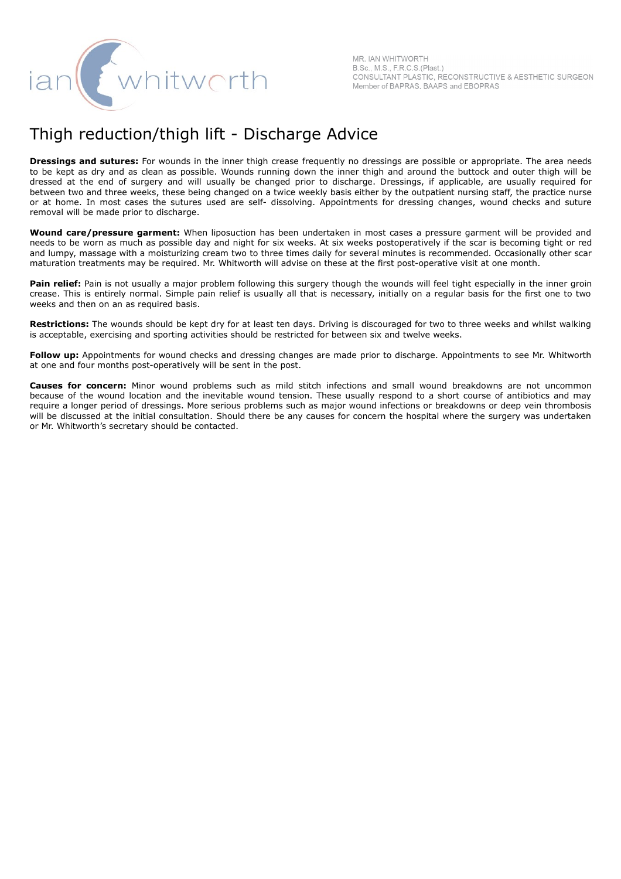MR. IAN WHITWORTH
B.Sc., M.S., F.R.C.S.(Plast.)
CONSULTANT PLASTIC, RECONSTRUCTIVE & AESTHETIC SURGEON
Member of BAPRAS, BAAPS and EBOPRAS

# Thigh reduction/thigh lift - Discharge Advice

**Dressings and sutures:** For wounds in the inner thigh crease frequently no dressings are possible or appropriate. The area needs to be kept as dry and as clean as possible. Wounds running down the inner thigh and around the buttock and outer thigh will be dressed at the end of surgery and will usually be changed prior to discharge. Dressings, if applicable, are usually required for between two and three weeks, these being changed on a twice weekly basis either by the outpatient nursing staff, the practice nurse or at home. In most cases the sutures used are self- dissolving. Appointments for dressing changes, wound checks and suture removal will be made prior to discharge.

**Wound care/pressure garment:** When liposuction has been undertaken in most cases a pressure garment will be provided and needs to be worn as much as possible day and night for six weeks. At six weeks postoperatively if the scar is becoming tight or red and lumpy, massage with a moisturizing cream two to three times daily for several minutes is recommended. Occasionally other scar maturation treatments may be required. Mr. Whitworth will advise on these at the first post-operative visit at one month.

**Pain relief:** Pain is not usually a major problem following this surgery though the wounds will feel tight especially in the inner groin crease. This is entirely normal. Simple pain relief is usually all that is necessary, initially on a regular basis for the first one to two weeks and then on an as required basis.

**Restrictions:** The wounds should be kept dry for at least ten days. Driving is discouraged for two to three weeks and whilst walking is acceptable, exercising and sporting activities should be restricted for between six and twelve weeks.

**Follow up:** Appointments for wound checks and dressing changes are made prior to discharge. Appointments to see Mr. Whitworth at one and four months post-operatively will be sent in the post.

**Causes for concern:** Minor wound problems such as mild stitch infections and small wound breakdowns are not uncommon because of the wound location and the inevitable wound tension. These usually respond to a short course of antibiotics and may require a longer period of dressings. More serious problems such as major wound infections or breakdowns or deep vein thrombosis will be discussed at the initial consultation. Should there be any causes for concern the hospital where the surgery was undertaken or Mr. Whitworth's secretary should be contacted.